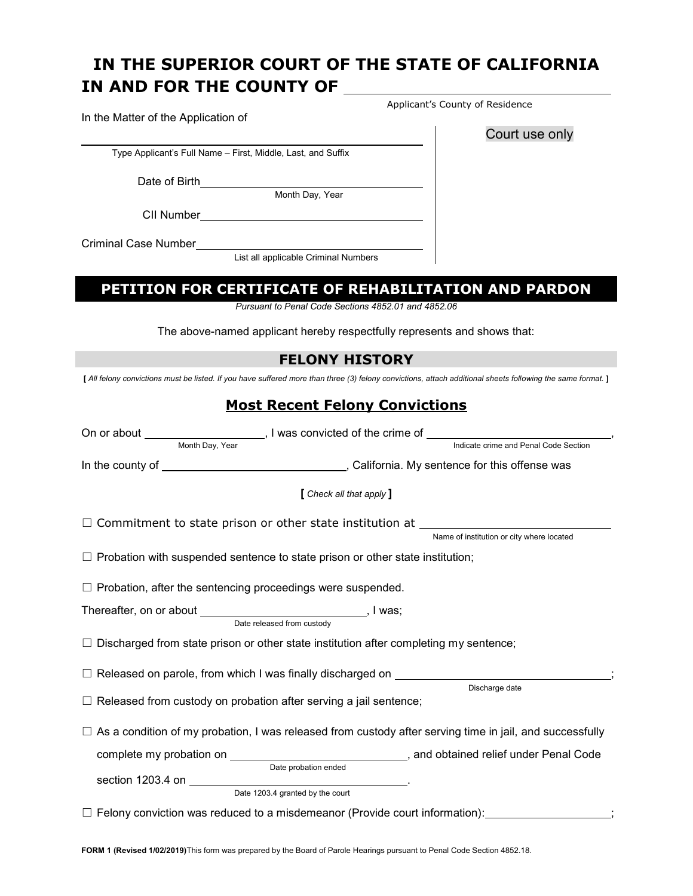# IN THE SUPERIOR COURT OF THE STATE OF CALIFORNIA
# IN AND FOR THE COUNTY OF ______________________

Applicant's County of Residence

In the Matter of the Application of

Court use only

______________________________________________
Type Applicant's Full Name – First, Middle, Last, and Suffix

Date of Birth ______________________________
Month Day, Year

CII Number ______________________________

Criminal Case Number ______________________________
List all applicable Criminal Numbers

## PETITION FOR CERTIFICATE OF REHABILITATION AND PARDON

*Pursuant to Penal Code Sections 4852.01 and 4852.06*

The above-named applicant hereby respectfully represents and shows that:

## FELONY HISTORY

**[** *All felony convictions must be listed. If you have suffered more than three (3) felony convictions, attach additional sheets following the same format.* **]**

### Most Recent Felony Convictions

On or about ____________________, I was convicted of the crime of ______________________________,
Month Day, Year — Indicate crime and Penal Code Section

In the county of ______________________________, California. My sentence for this offense was

**[** *Check all that apply* **]**

☐ Commitment to state prison or other state institution at ______________________________
Name of institution or city where located

☐ Probation with suspended sentence to state prison or other state institution;

☐ Probation, after the sentencing proceedings were suspended.

Thereafter, on or about ______________________________, I was;
Date released from custody

☐ Discharged from state prison or other state institution after completing my sentence;

☐ Released on parole, from which I was finally discharged on ______________________________;
Discharge date

☐ Released from custody on probation after serving a jail sentence;

☐ As a condition of my probation, I was released from custody after serving time in jail, and successfully complete my probation on ______________________________, and obtained relief under Penal Code section 1203.4 on ______________________________.
Date probation ended — Date 1203.4 granted by the court

☐ Felony conviction was reduced to a misdemeanor (Provide court information): ____________________;

FORM 1 (Revised 1/02/2019) This form was prepared by the Board of Parole Hearings pursuant to Penal Code Section 4852.18.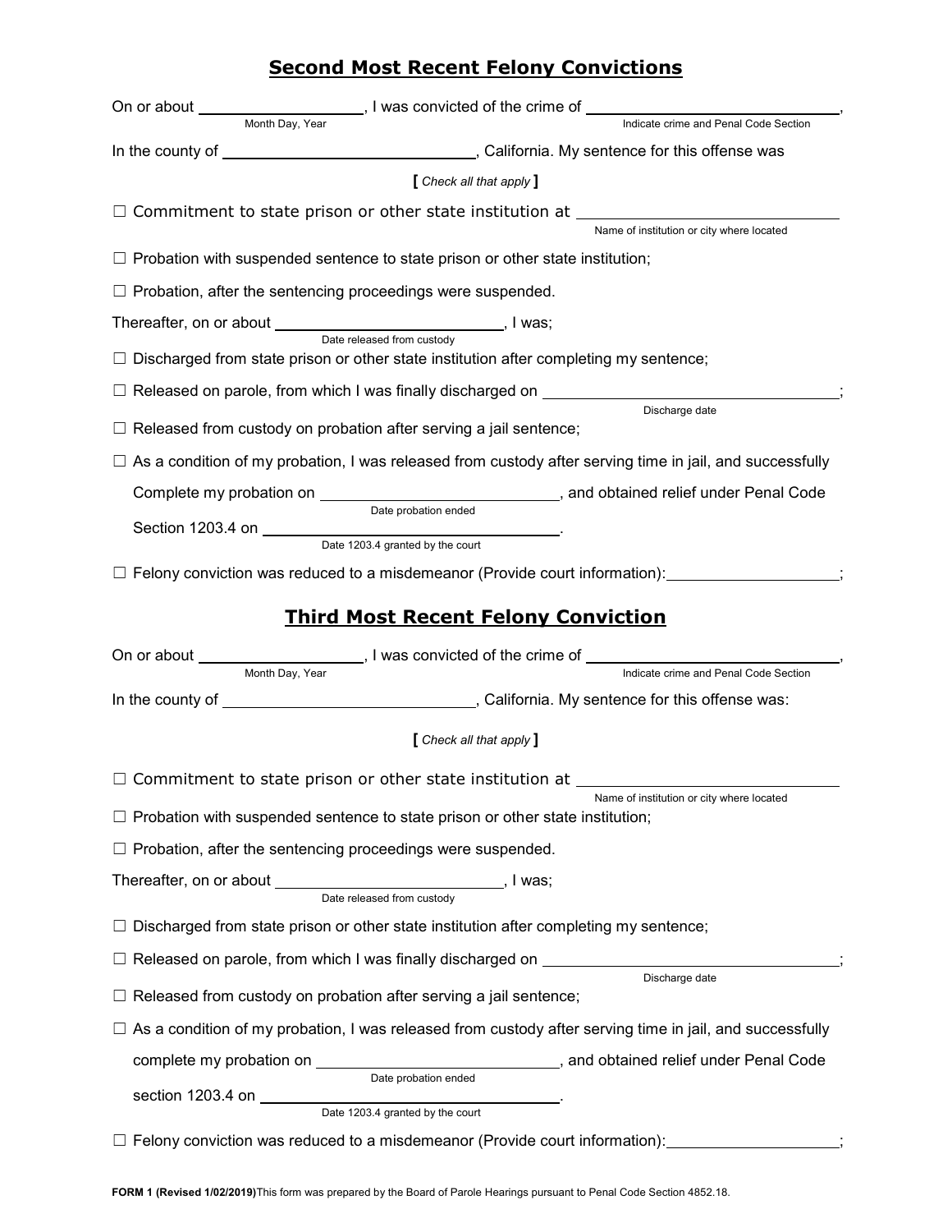## Second Most Recent Felony Convictions

On or about ____________________ (Month Day, Year), I was convicted of the crime of ______________________________ (Indicate crime and Penal Code Section),

In the county of ______________________________, California. My sentence for this offense was

**[** *Check all that apply* **]**

☐ Commitment to state prison or other state institution at ______________________________ (Name of institution or city where located)

☐ Probation with suspended sentence to state prison or other state institution;

☐ Probation, after the sentencing proceedings were suspended.

Thereafter, on or about ______________________________ (Date released from custody), I was;

☐ Discharged from state prison or other state institution after completing my sentence;

☐ Released on parole, from which I was finally discharged on ______________________________ (Discharge date);

☐ Released from custody on probation after serving a jail sentence;

☐ As a condition of my probation, I was released from custody after serving time in jail, and successfully Complete my probation on ______________________________ (Date probation ended), and obtained relief under Penal Code Section 1203.4 on ______________________________ (Date 1203.4 granted by the court).

☐ Felony conviction was reduced to a misdemeanor (Provide court information):____________________;

## Third Most Recent Felony Conviction

On or about ____________________ (Month Day, Year), I was convicted of the crime of ______________________________ (Indicate crime and Penal Code Section),

In the county of ______________________________, California. My sentence for this offense was:

**[** *Check all that apply* **]**

☐ Commitment to state prison or other state institution at ______________________________ (Name of institution or city where located)

☐ Probation with suspended sentence to state prison or other state institution;

☐ Probation, after the sentencing proceedings were suspended.

Thereafter, on or about ______________________________ (Date released from custody), I was;

☐ Discharged from state prison or other state institution after completing my sentence;

☐ Released on parole, from which I was finally discharged on ______________________________ (Discharge date);

☐ Released from custody on probation after serving a jail sentence;

☐ As a condition of my probation, I was released from custody after serving time in jail, and successfully complete my probation on ______________________________ (Date probation ended), and obtained relief under Penal Code section 1203.4 on ______________________________ (Date 1203.4 granted by the court).

☐ Felony conviction was reduced to a misdemeanor (Provide court information):____________________;

**FORM 1 (Revised 1/02/2019)** This form was prepared by the Board of Parole Hearings pursuant to Penal Code Section 4852.18.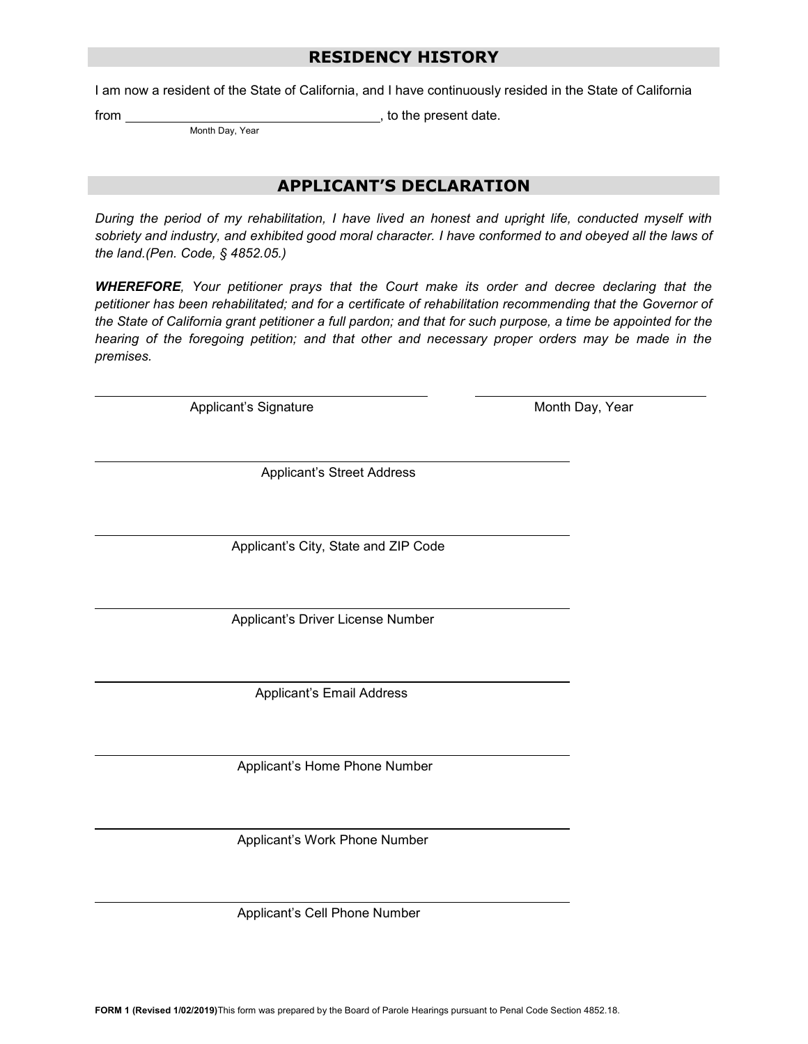## RESIDENCY HISTORY

I am now a resident of the State of California, and I have continuously resided in the State of California from ______________________________, to the present date.

Month Day, Year

## APPLICANT'S DECLARATION

*During the period of my rehabilitation, I have lived an honest and upright life, conducted myself with sobriety and industry, and exhibited good moral character. I have conformed to and obeyed all the laws of the land.(Pen. Code, § 4852.05.)*

***WHEREFORE**, Your petitioner prays that the Court make its order and decree declaring that the petitioner has been rehabilitated; and for a certificate of rehabilitation recommending that the Governor of the State of California grant petitioner a full pardon; and that for such purpose, a time be appointed for the hearing of the foregoing petition; and that other and necessary proper orders may be made in the premises.*

______________________________ Applicant's Signature

______________________________ Month Day, Year

______________________________ Applicant's Street Address

______________________________ Applicant's City, State and ZIP Code

______________________________ Applicant's Driver License Number

______________________________ Applicant's Email Address

______________________________ Applicant's Home Phone Number

______________________________ Applicant's Work Phone Number

______________________________ Applicant's Cell Phone Number

**FORM 1 (Revised 1/02/2019)** This form was prepared by the Board of Parole Hearings pursuant to Penal Code Section 4852.18.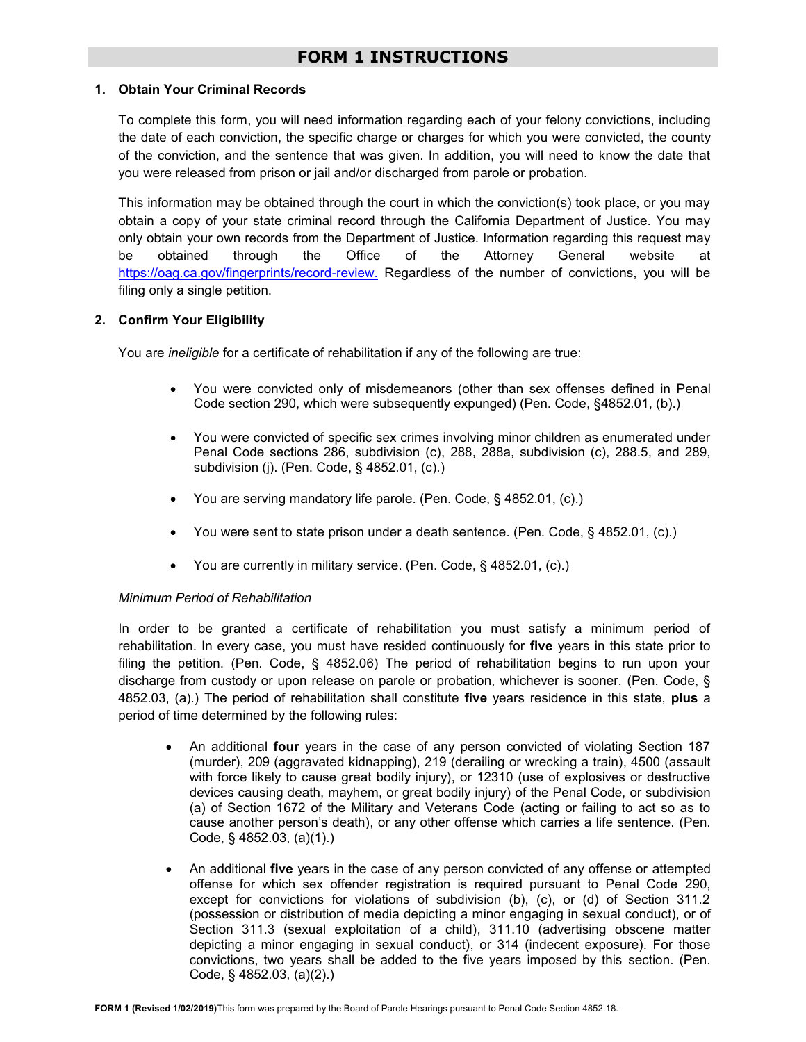# FORM 1 INSTRUCTIONS

1. **Obtain Your Criminal Records**

   To complete this form, you will need information regarding each of your felony convictions, including the date of each conviction, the specific charge or charges for which you were convicted, the county of the conviction, and the sentence that was given. In addition, you will need to know the date that you were released from prison or jail and/or discharged from parole or probation.

   This information may be obtained through the court in which the conviction(s) took place, or you may obtain a copy of your state criminal record through the California Department of Justice. You may only obtain your own records from the Department of Justice. Information regarding this request may be obtained through the Office of the Attorney General website at [https://oag.ca.gov/fingerprints/record-review.](https://oag.ca.gov/fingerprints/record-review) Regardless of the number of convictions, you will be filing only a single petition.

2. **Confirm Your Eligibility**

   You are *ineligible* for a certificate of rehabilitation if any of the following are true:

   - You were convicted only of misdemeanors (other than sex offenses defined in Penal Code section 290, which were subsequently expunged) (Pen. Code, §4852.01, (b).)
   - You were convicted of specific sex crimes involving minor children as enumerated under Penal Code sections 286, subdivision (c), 288, 288a, subdivision (c), 288.5, and 289, subdivision (j). (Pen. Code, § 4852.01, (c).)
   - You are serving mandatory life parole. (Pen. Code, § 4852.01, (c).)
   - You were sent to state prison under a death sentence. (Pen. Code, § 4852.01, (c).)
   - You are currently in military service. (Pen. Code, § 4852.01, (c).)

   *Minimum Period of Rehabilitation*

   In order to be granted a certificate of rehabilitation you must satisfy a minimum period of rehabilitation. In every case, you must have resided continuously for **five** years in this state prior to filing the petition. (Pen. Code, § 4852.06) The period of rehabilitation begins to run upon your discharge from custody or upon release on parole or probation, whichever is sooner. (Pen. Code, § 4852.03, (a).) The period of rehabilitation shall constitute **five** years residence in this state, **plus** a period of time determined by the following rules:

   - An additional **four** years in the case of any person convicted of violating Section 187 (murder), 209 (aggravated kidnapping), 219 (derailing or wrecking a train), 4500 (assault with force likely to cause great bodily injury), or 12310 (use of explosives or destructive devices causing death, mayhem, or great bodily injury) of the Penal Code, or subdivision (a) of Section 1672 of the Military and Veterans Code (acting or failing to act so as to cause another person's death), or any other offense which carries a life sentence. (Pen. Code, § 4852.03, (a)(1).)
   - An additional **five** years in the case of any person convicted of any offense or attempted offense for which sex offender registration is required pursuant to Penal Code 290, except for convictions for violations of subdivision (b), (c), or (d) of Section 311.2 (possession or distribution of media depicting a minor engaging in sexual conduct), or of Section 311.3 (sexual exploitation of a child), 311.10 (advertising obscene matter depicting a minor engaging in sexual conduct), or 314 (indecent exposure). For those convictions, two years shall be added to the five years imposed by this section. (Pen. Code, § 4852.03, (a)(2).)

**FORM 1 (Revised 1/02/2019)** This form was prepared by the Board of Parole Hearings pursuant to Penal Code Section 4852.18.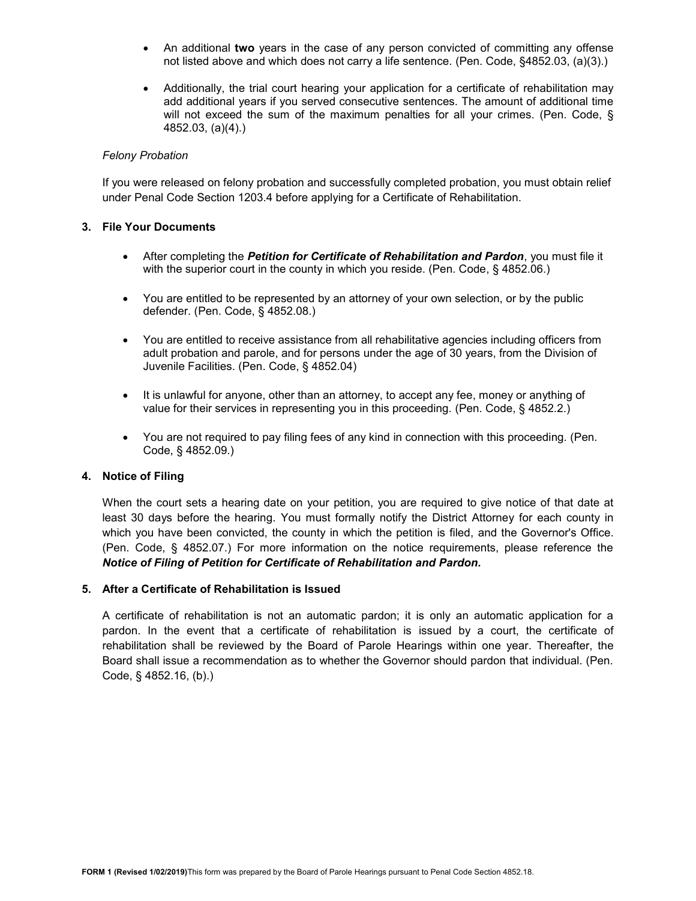- An additional **two** years in the case of any person convicted of committing any offense not listed above and which does not carry a life sentence. (Pen. Code, §4852.03, (a)(3).)

- Additionally, the trial court hearing your application for a certificate of rehabilitation may add additional years if you served consecutive sentences. The amount of additional time will not exceed the sum of the maximum penalties for all your crimes. (Pen. Code, § 4852.03, (a)(4).)

*Felony Probation*

If you were released on felony probation and successfully completed probation, you must obtain relief under Penal Code Section 1203.4 before applying for a Certificate of Rehabilitation.

### 3. File Your Documents

- After completing the ***Petition for Certificate of Rehabilitation and Pardon***, you must file it with the superior court in the county in which you reside. (Pen. Code, § 4852.06.)

- You are entitled to be represented by an attorney of your own selection, or by the public defender. (Pen. Code, § 4852.08.)

- You are entitled to receive assistance from all rehabilitative agencies including officers from adult probation and parole, and for persons under the age of 30 years, from the Division of Juvenile Facilities. (Pen. Code, § 4852.04)

- It is unlawful for anyone, other than an attorney, to accept any fee, money or anything of value for their services in representing you in this proceeding. (Pen. Code, § 4852.2.)

- You are not required to pay filing fees of any kind in connection with this proceeding. (Pen. Code, § 4852.09.)

### 4. Notice of Filing

When the court sets a hearing date on your petition, you are required to give notice of that date at least 30 days before the hearing. You must formally notify the District Attorney for each county in which you have been convicted, the county in which the petition is filed, and the Governor's Office. (Pen. Code, § 4852.07.) For more information on the notice requirements, please reference the ***Notice of Filing of Petition for Certificate of Rehabilitation and Pardon.***

### 5. After a Certificate of Rehabilitation is Issued

A certificate of rehabilitation is not an automatic pardon; it is only an automatic application for a pardon. In the event that a certificate of rehabilitation is issued by a court, the certificate of rehabilitation shall be reviewed by the Board of Parole Hearings within one year. Thereafter, the Board shall issue a recommendation as to whether the Governor should pardon that individual. (Pen. Code, § 4852.16, (b).)

**FORM 1 (Revised 1/02/2019)** This form was prepared by the Board of Parole Hearings pursuant to Penal Code Section 4852.18.